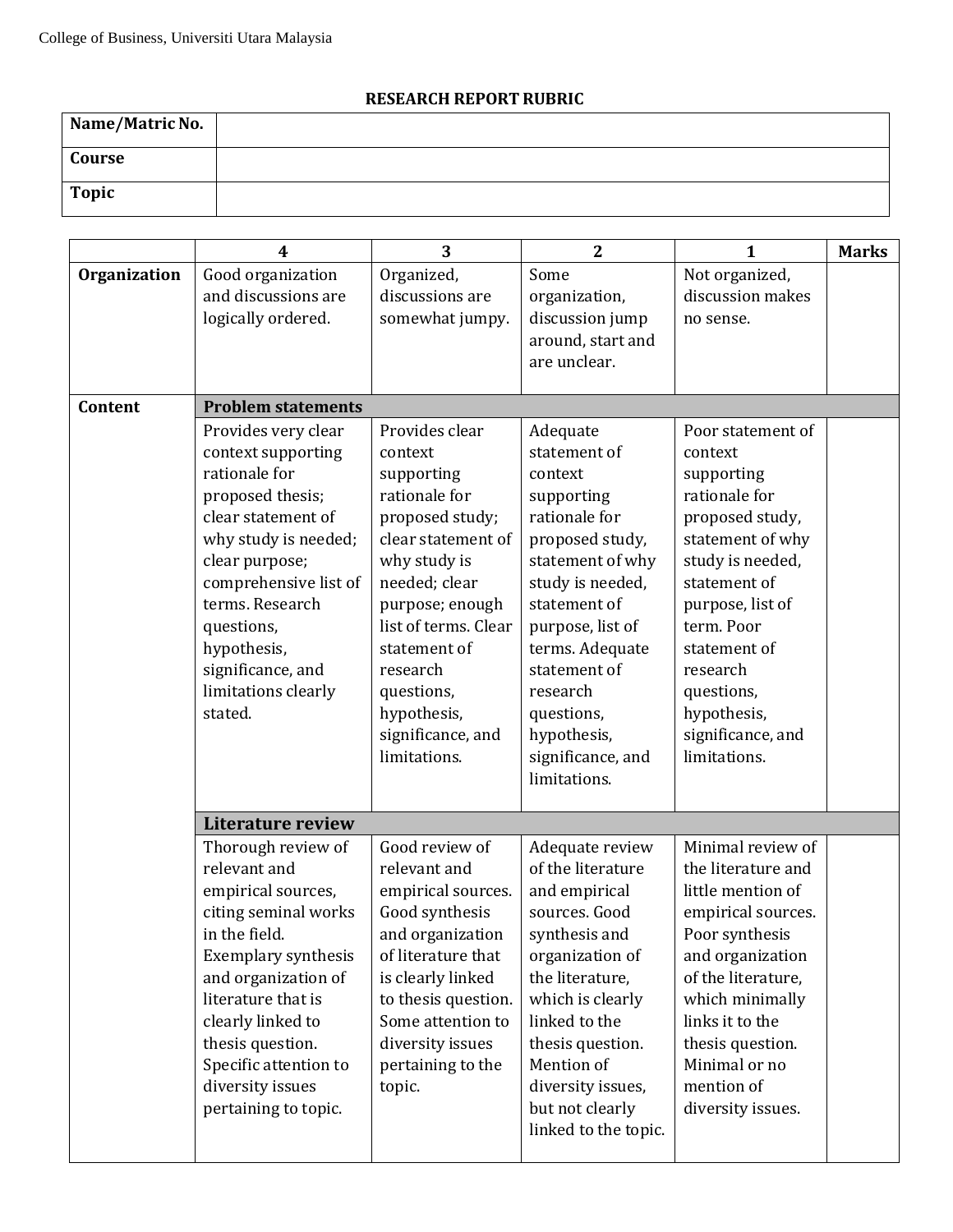## RESEARCH REPORT RUBRIC

| **Name/Matric No.** | |
|---|---|
| **Course** | |
| **Topic** | |

| | **4** | **3** | **2** | **1** | **Marks** |
|---|---|---|---|---|---|
| **Organization** | Good organization and discussions are logically ordered. | Organized, discussions are somewhat jumpy. | Some organization, discussion jump around, start and are unclear. | Not organized, discussion makes no sense. | |
| **Content** | **Problem statements** | | | | |
| | Provides very clear context supporting rationale for proposed thesis; clear statement of why study is needed; clear purpose; comprehensive list of terms. Research questions, hypothesis, significance, and limitations clearly stated. | Provides clear context supporting rationale for proposed study; clear statement of why study is needed; clear purpose; enough list of terms. Clear statement of research questions, hypothesis, significance, and limitations. | Adequate statement of context supporting rationale for proposed study, statement of why study is needed, statement of purpose, list of terms. Adequate statement of research questions, hypothesis, significance, and limitations. | Poor statement of context supporting rationale for proposed study, statement of why study is needed, statement of purpose, list of term. Poor statement of research questions, hypothesis, significance, and limitations. | |
| | **Literature review** | | | | |
| | Thorough review of relevant and empirical sources, citing seminal works in the field. Exemplary synthesis and organization of literature that is clearly linked to thesis question. Specific attention to diversity issues pertaining to topic. | Good review of relevant and empirical sources. Good synthesis and organization of literature that is clearly linked to thesis question. Some attention to diversity issues pertaining to the topic. | Adequate review of the literature and empirical sources. Good synthesis and organization of the literature, which is clearly linked to the thesis question. Mention of diversity issues, but not clearly linked to the topic. | Minimal review of the literature and little mention of empirical sources. Poor synthesis and organization of the literature, which minimally links it to the thesis question. Minimal or no mention of diversity issues. | |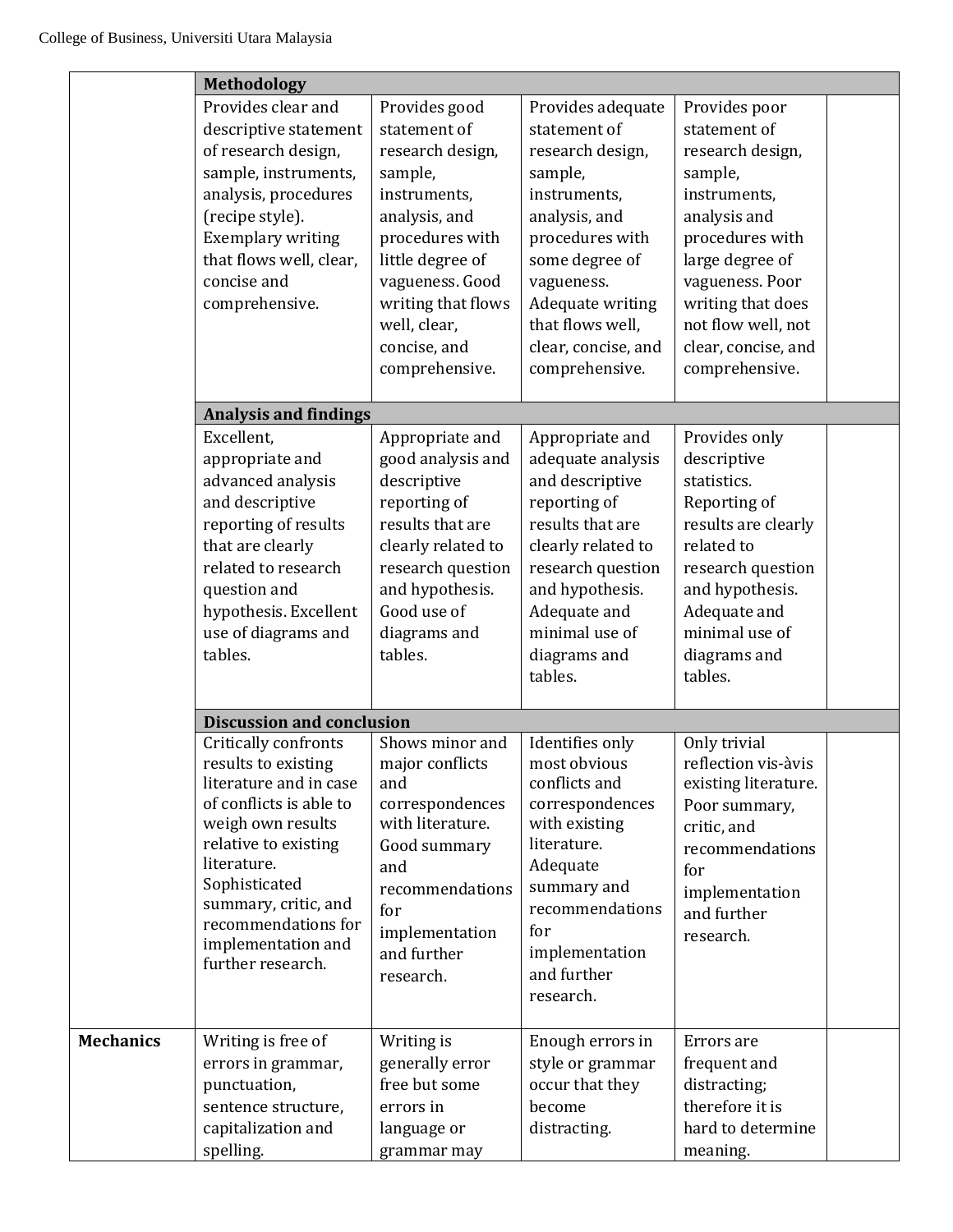| | | | | | |
|---|---|---|---|---|---|
| | **Methodology** | | | | |
| | Provides clear and descriptive statement of research design, sample, instruments, analysis, procedures (recipe style). Exemplary writing that flows well, clear, concise and comprehensive. | Provides good statement of research design, sample, instruments, analysis, and procedures with little degree of vagueness. Good writing that flows well, clear, concise, and comprehensive. | Provides adequate statement of research design, sample, instruments, analysis, and procedures with some degree of vagueness. Adequate writing that flows well, clear, concise, and comprehensive. | Provides poor statement of research design, sample, instruments, analysis and procedures with large degree of vagueness. Poor writing that does not flow well, not clear, concise, and comprehensive. | |
| | **Analysis and findings** | | | | |
| | Excellent, appropriate and advanced analysis and descriptive reporting of results that are clearly related to research question and hypothesis. Excellent use of diagrams and tables. | Appropriate and good analysis and descriptive reporting of results that are clearly related to research question and hypothesis. Good use of diagrams and tables. | Appropriate and adequate analysis and descriptive reporting of results that are clearly related to research question and hypothesis. Adequate and minimal use of diagrams and tables. | Provides only descriptive statistics. Reporting of results are clearly related to research question and hypothesis. Adequate and minimal use of diagrams and tables. | |
| | **Discussion and conclusion** | | | | |
| | Critically confronts results to existing literature and in case of conflicts is able to weigh own results relative to existing literature. Sophisticated summary, critic, and recommendations for implementation and further research. | Shows minor and major conflicts and correspondences with literature. Good summary and recommendations for implementation and further research. | Identifies only most obvious conflicts and correspondences with existing literature. Adequate summary and recommendations for implementation and further research. | Only trivial reflection vis-àvis existing literature. Poor summary, critic, and recommendations for implementation and further research. | |
| **Mechanics** | Writing is free of errors in grammar, punctuation, sentence structure, capitalization and spelling. | Writing is generally error free but some errors in language or grammar may | Enough errors in style or grammar occur that they become distracting. | Errors are frequent and distracting; therefore it is hard to determine meaning. | |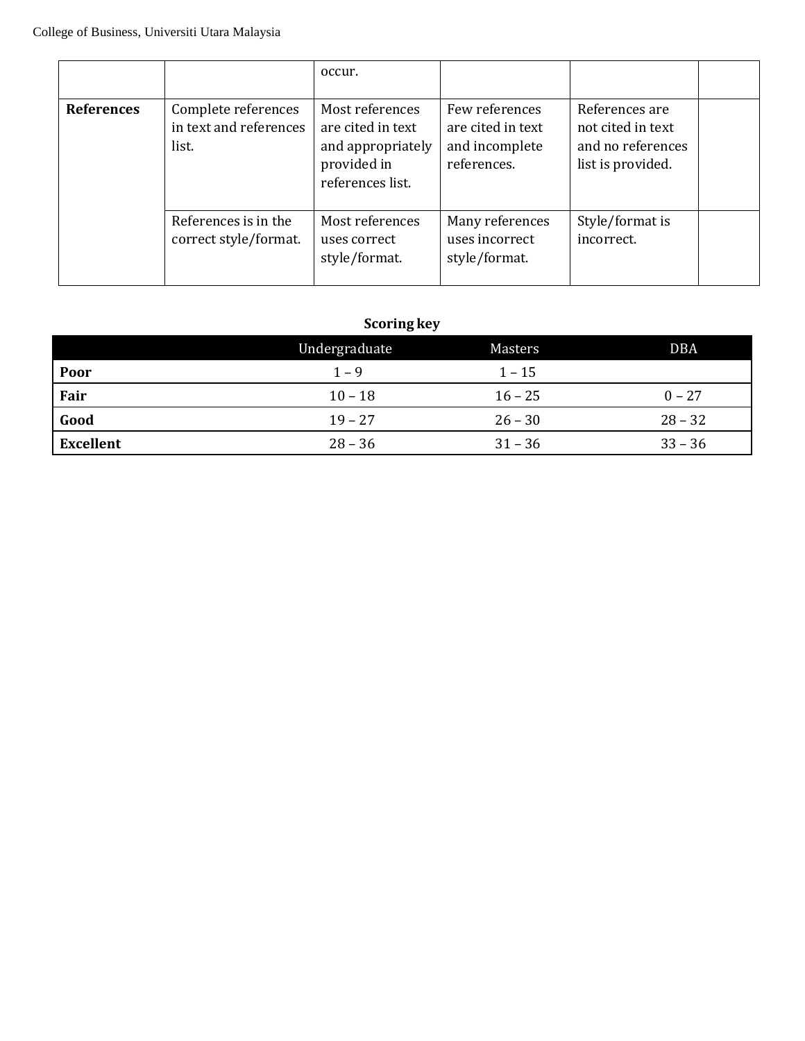| | | | | | |
|---|---|---|---|---|---|
| | | occur. | | | |
| **References** | Complete references in text and references list. | Most references are cited in text and appropriately provided in references list. | Few references are cited in text and incomplete references. | References are not cited in text and no references list is provided. | |
| | References is in the correct style/format. | Most references uses correct style/format. | Many references uses incorrect style/format. | Style/format is incorrect. | |

**Scoring key**

| | Undergraduate | Masters | DBA |
|---|---|---|---|
| **Poor** | 1 – 9 | 1 – 15 | |
| **Fair** | 10 – 18 | 16 – 25 | 0 – 27 |
| **Good** | 19 – 27 | 26 – 30 | 28 – 32 |
| **Excellent** | 28 – 36 | 31 – 36 | 33 – 36 |